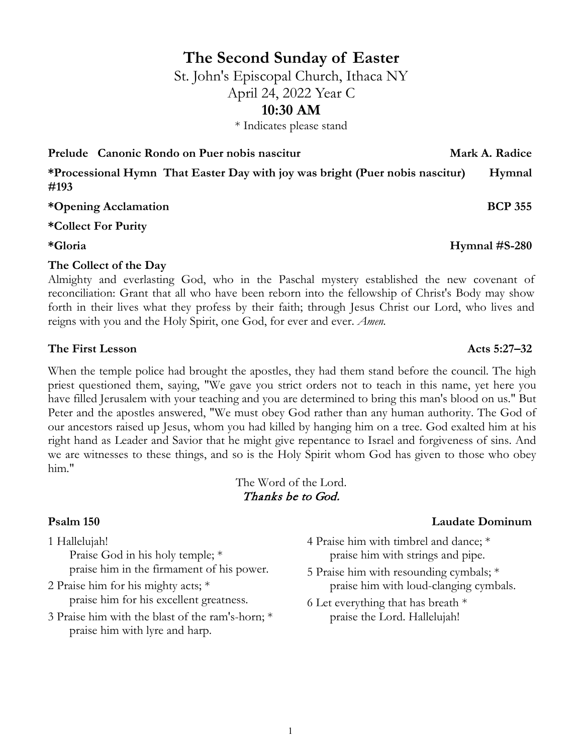# The Second Sunday of Easter

St. John's Episcopal Church, Ithaca NY

April 24, 2022 Year C

**10:30 AM**

* Indicates please stand

**Prelude Canonic Rondo on Puer nobis nascitur** **Mark A. Radice**

***Processional Hymn That Easter Day with joy was bright (Puer nobis nascitur) Hymnal #193**

***Opening Acclamation** **BCP 355**

***Collect For Purity**

***Gloria** **Hymnal #S-280**

**The Collect of the Day**

Almighty and everlasting God, who in the Paschal mystery established the new covenant of reconciliation: Grant that all who have been reborn into the fellowship of Christ's Body may show forth in their lives what they profess by their faith; through Jesus Christ our Lord, who lives and reigns with you and the Holy Spirit, one God, for ever and ever. *Amen.*

**The First Lesson** **Acts 5:27–32**

When the temple police had brought the apostles, they had them stand before the council. The high priest questioned them, saying, "We gave you strict orders not to teach in this name, yet here you have filled Jerusalem with your teaching and you are determined to bring this man's blood on us." But Peter and the apostles answered, "We must obey God rather than any human authority. The God of our ancestors raised up Jesus, whom you had killed by hanging him on a tree. God exalted him at his right hand as Leader and Savior that he might give repentance to Israel and forgiveness of sins. And we are witnesses to these things, and so is the Holy Spirit whom God has given to those who obey him."

The Word of the Lord.
*Thanks be to God.*

**Psalm 150** **Laudate Dominum**

1 Hallelujah!
Praise God in his holy temple; *
praise him in the firmament of his power.

2 Praise him for his mighty acts; *
praise him for his excellent greatness.

3 Praise him with the blast of the ram's-horn; *
praise him with lyre and harp.

4 Praise him with timbrel and dance; *
praise him with strings and pipe.

5 Praise him with resounding cymbals; *
praise him with loud-clanging cymbals.

6 Let everything that has breath *
praise the Lord. Hallelujah!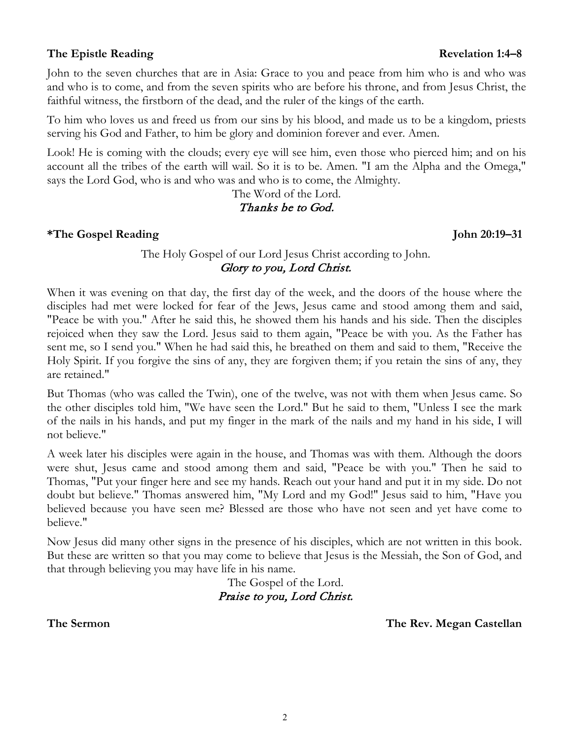**The Epistle Reading** **Revelation 1:4–8**

John to the seven churches that are in Asia: Grace to you and peace from him who is and who was and who is to come, and from the seven spirits who are before his throne, and from Jesus Christ, the faithful witness, the firstborn of the dead, and the ruler of the kings of the earth.

To him who loves us and freed us from our sins by his blood, and made us to be a kingdom, priests serving his God and Father, to him be glory and dominion forever and ever. Amen.

Look! He is coming with the clouds; every eye will see him, even those who pierced him; and on his account all the tribes of the earth will wail. So it is to be. Amen. "I am the Alpha and the Omega," says the Lord God, who is and who was and who is to come, the Almighty.

The Word of the Lord.
*Thanks be to God.*

**\*The Gospel Reading** **John 20:19–31**

The Holy Gospel of our Lord Jesus Christ according to John.
*Glory to you, Lord Christ.*

When it was evening on that day, the first day of the week, and the doors of the house where the disciples had met were locked for fear of the Jews, Jesus came and stood among them and said, "Peace be with you." After he said this, he showed them his hands and his side. Then the disciples rejoiced when they saw the Lord. Jesus said to them again, "Peace be with you. As the Father has sent me, so I send you." When he had said this, he breathed on them and said to them, "Receive the Holy Spirit. If you forgive the sins of any, they are forgiven them; if you retain the sins of any, they are retained."

But Thomas (who was called the Twin), one of the twelve, was not with them when Jesus came. So the other disciples told him, "We have seen the Lord." But he said to them, "Unless I see the mark of the nails in his hands, and put my finger in the mark of the nails and my hand in his side, I will not believe."

A week later his disciples were again in the house, and Thomas was with them. Although the doors were shut, Jesus came and stood among them and said, "Peace be with you." Then he said to Thomas, "Put your finger here and see my hands. Reach out your hand and put it in my side. Do not doubt but believe." Thomas answered him, "My Lord and my God!" Jesus said to him, "Have you believed because you have seen me? Blessed are those who have not seen and yet have come to believe."

Now Jesus did many other signs in the presence of his disciples, which are not written in this book. But these are written so that you may come to believe that Jesus is the Messiah, the Son of God, and that through believing you may have life in his name.

The Gospel of the Lord.
*Praise to you, Lord Christ.*

**The Sermon** **The Rev. Megan Castellan**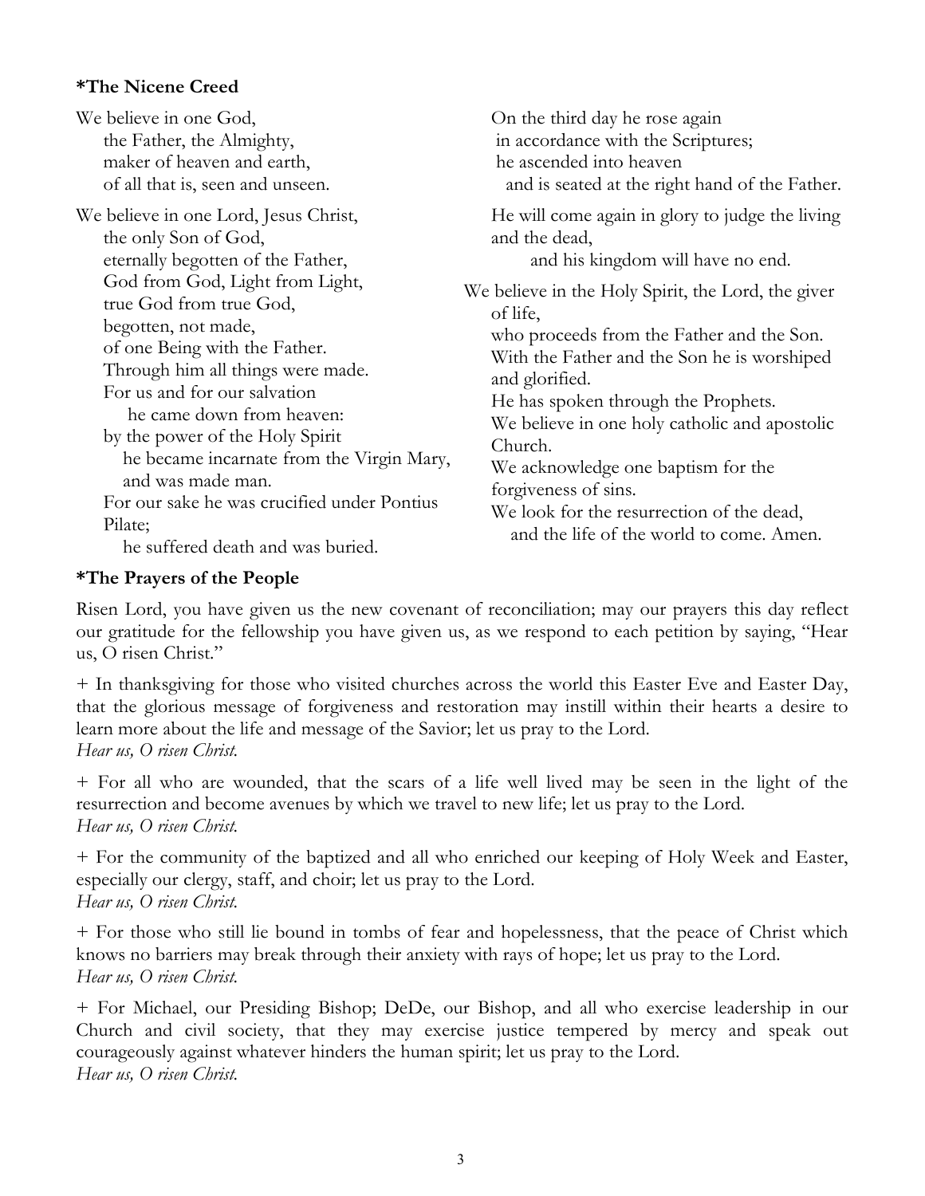**\*The Nicene Creed**

We believe in one God,
the Father, the Almighty,
maker of heaven and earth,
of all that is, seen and unseen.

We believe in one Lord, Jesus Christ,
the only Son of God,
eternally begotten of the Father,
God from God, Light from Light,
true God from true God,
begotten, not made,
of one Being with the Father.
Through him all things were made.
For us and for our salvation
he came down from heaven:
by the power of the Holy Spirit
he became incarnate from the Virgin Mary,
and was made man.
For our sake he was crucified under Pontius Pilate;
he suffered death and was buried.
On the third day he rose again
in accordance with the Scriptures;
he ascended into heaven
and is seated at the right hand of the Father.
He will come again in glory to judge the living and the dead,
and his kingdom will have no end.

We believe in the Holy Spirit, the Lord, the giver of life,
who proceeds from the Father and the Son.
With the Father and the Son he is worshiped and glorified.
He has spoken through the Prophets.
We believe in one holy catholic and apostolic Church.
We acknowledge one baptism for the forgiveness of sins.
We look for the resurrection of the dead,
and the life of the world to come. Amen.

**\*The Prayers of the People**

Risen Lord, you have given us the new covenant of reconciliation; may our prayers this day reflect our gratitude for the fellowship you have given us, as we respond to each petition by saying, "Hear us, O risen Christ."

+ In thanksgiving for those who visited churches across the world this Easter Eve and Easter Day, that the glorious message of forgiveness and restoration may instill within their hearts a desire to learn more about the life and message of the Savior; let us pray to the Lord.
*Hear us, O risen Christ.*

+ For all who are wounded, that the scars of a life well lived may be seen in the light of the resurrection and become avenues by which we travel to new life; let us pray to the Lord.
*Hear us, O risen Christ.*

+ For the community of the baptized and all who enriched our keeping of Holy Week and Easter, especially our clergy, staff, and choir; let us pray to the Lord.
*Hear us, O risen Christ.*

+ For those who still lie bound in tombs of fear and hopelessness, that the peace of Christ which knows no barriers may break through their anxiety with rays of hope; let us pray to the Lord.
*Hear us, O risen Christ.*

+ For Michael, our Presiding Bishop; DeDe, our Bishop, and all who exercise leadership in our Church and civil society, that they may exercise justice tempered by mercy and speak out courageously against whatever hinders the human spirit; let us pray to the Lord.
*Hear us, O risen Christ.*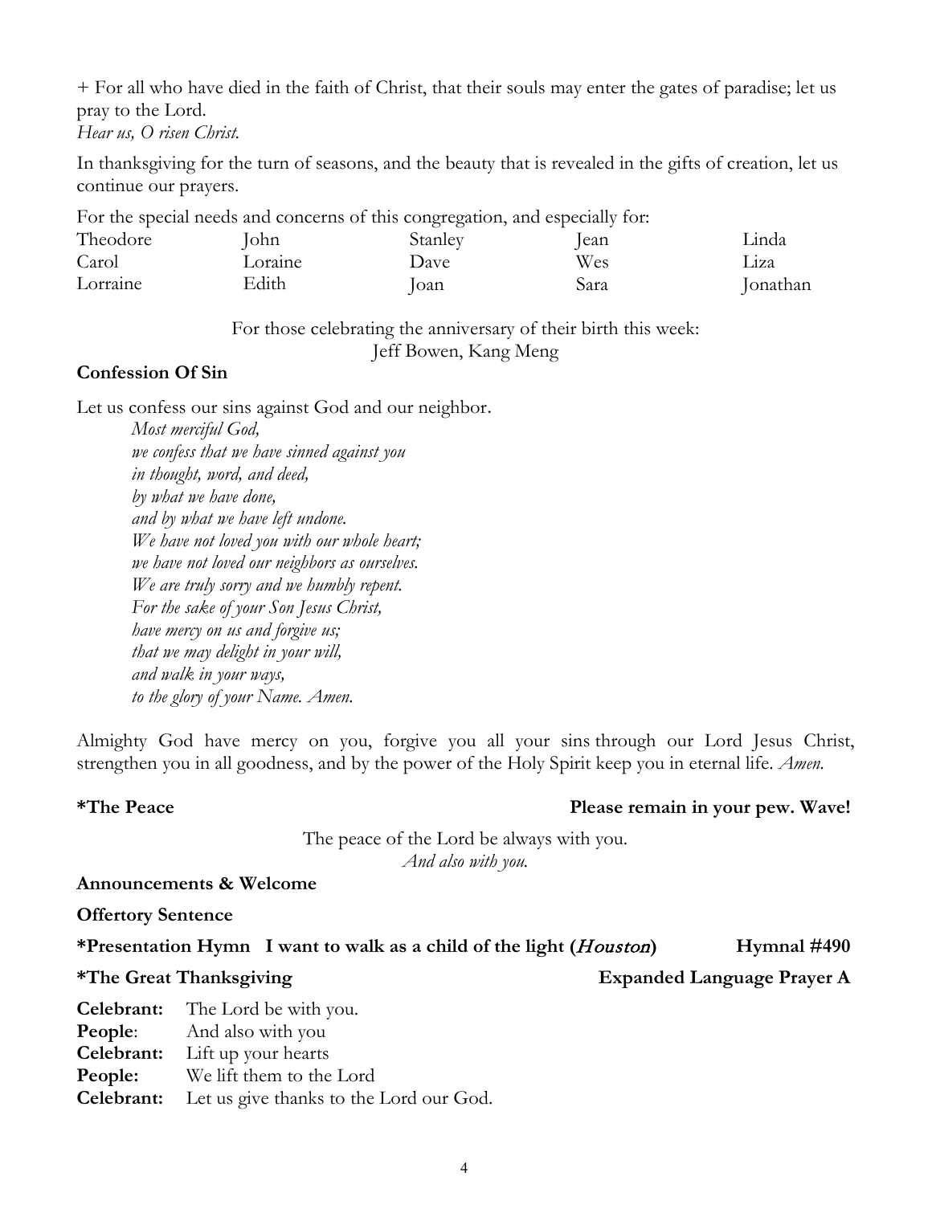+ For all who have died in the faith of Christ, that their souls may enter the gates of paradise; let us pray to the Lord.
*Hear us, O risen Christ.*

In thanksgiving for the turn of seasons, and the beauty that is revealed in the gifts of creation, let us continue our prayers.

For the special needs and concerns of this congregation, and especially for:

| | | | | |
|---|---|---|---|---|
| Theodore | John | Stanley | Jean | Linda |
| Carol | Loraine | Dave | Wes | Liza |
| Lorraine | Edith | Joan | Sara | Jonathan |

For those celebrating the anniversary of their birth this week:
Jeff Bowen, Kang Meng

**Confession Of Sin**

Let us confess our sins against God and our neighbor.

*Most merciful God,*
*we confess that we have sinned against you*
*in thought, word, and deed,*
*by what we have done,*
*and by what we have left undone.*
*We have not loved you with our whole heart;*
*we have not loved our neighbors as ourselves.*
*We are truly sorry and we humbly repent.*
*For the sake of your Son Jesus Christ,*
*have mercy on us and forgive us;*
*that we may delight in your will,*
*and walk in your ways,*
*to the glory of your Name. Amen.*

Almighty God have mercy on you, forgive you all your sins through our Lord Jesus Christ, strengthen you in all goodness, and by the power of the Holy Spirit keep you in eternal life. *Amen.*

**\*The Peace** **Please remain in your pew. Wave!**

The peace of the Lord be always with you.
*And also with you.*

**Announcements & Welcome**

**Offertory Sentence**

**\*Presentation Hymn I want to walk as a child of the light (*Houston*)** **Hymnal #490**

**\*The Great Thanksgiving** **Expanded Language Prayer A**

**Celebrant:** The Lord be with you.
**People**: And also with you
**Celebrant:** Lift up your hearts
**People:** We lift them to the Lord
**Celebrant:** Let us give thanks to the Lord our God.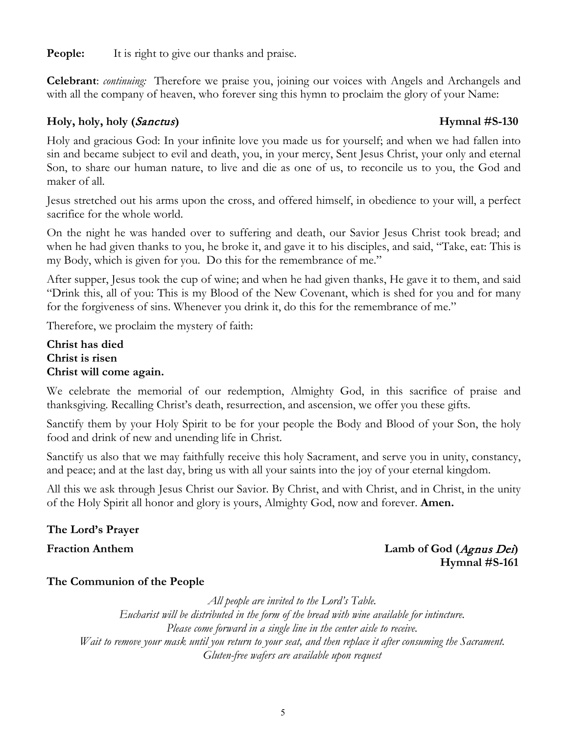**People:** It is right to give our thanks and praise.

**Celebrant**: *continuing:* Therefore we praise you, joining our voices with Angels and Archangels and with all the company of heaven, who forever sing this hymn to proclaim the glory of your Name:

**Holy, holy, holy (*Sanctus*)** **Hymnal #S-130**

Holy and gracious God: In your infinite love you made us for yourself; and when we had fallen into sin and became subject to evil and death, you, in your mercy, Sent Jesus Christ, your only and eternal Son, to share our human nature, to live and die as one of us, to reconcile us to you, the God and maker of all.

Jesus stretched out his arms upon the cross, and offered himself, in obedience to your will, a perfect sacrifice for the whole world.

On the night he was handed over to suffering and death, our Savior Jesus Christ took bread; and when he had given thanks to you, he broke it, and gave it to his disciples, and said, "Take, eat: This is my Body, which is given for you. Do this for the remembrance of me."

After supper, Jesus took the cup of wine; and when he had given thanks, He gave it to them, and said "Drink this, all of you: This is my Blood of the New Covenant, which is shed for you and for many for the forgiveness of sins. Whenever you drink it, do this for the remembrance of me."

Therefore, we proclaim the mystery of faith:

**Christ has died**
**Christ is risen**
**Christ will come again.**

We celebrate the memorial of our redemption, Almighty God, in this sacrifice of praise and thanksgiving. Recalling Christ's death, resurrection, and ascension, we offer you these gifts.

Sanctify them by your Holy Spirit to be for your people the Body and Blood of your Son, the holy food and drink of new and unending life in Christ.

Sanctify us also that we may faithfully receive this holy Sacrament, and serve you in unity, constancy, and peace; and at the last day, bring us with all your saints into the joy of your eternal kingdom.

All this we ask through Jesus Christ our Savior. By Christ, and with Christ, and in Christ, in the unity of the Holy Spirit all honor and glory is yours, Almighty God, now and forever. **Amen.**

**The Lord's Prayer**

**Fraction Anthem** **Lamb of God (*Agnus Dei*)**
**Hymnal #S-161**

**The Communion of the People**

*All people are invited to the Lord's Table.*
*Eucharist will be distributed in the form of the bread with wine available for intincture.*
*Please come forward in a single line in the center aisle to receive.*
*Wait to remove your mask until you return to your seat, and then replace it after consuming the Sacrament.*
*Gluten-free wafers are available upon request*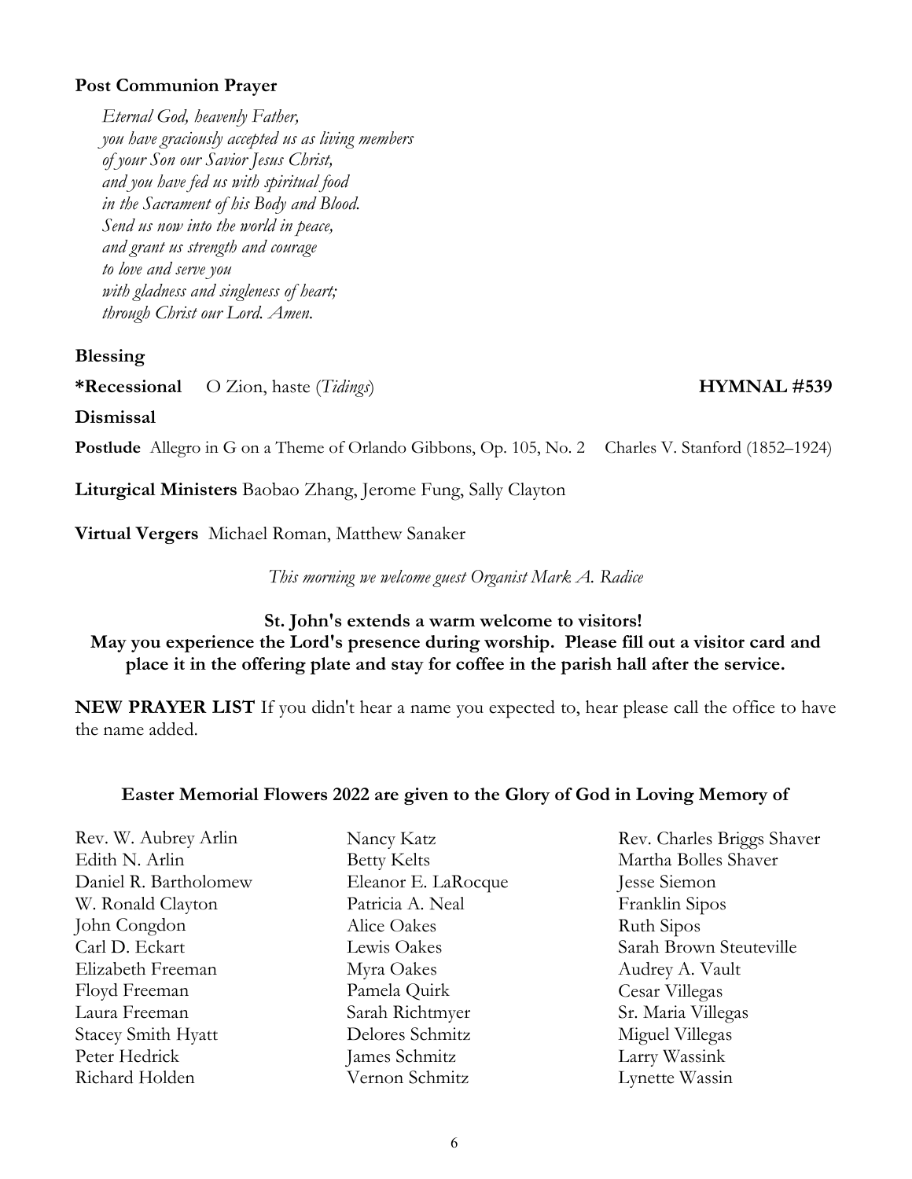**Post Communion Prayer**

*Eternal God, heavenly Father,*
*you have graciously accepted us as living members*
*of your Son our Savior Jesus Christ,*
*and you have fed us with spiritual food*
*in the Sacrament of his Body and Blood.*
*Send us now into the world in peace,*
*and grant us strength and courage*
*to love and serve you*
*with gladness and singleness of heart;*
*through Christ our Lord. Amen.*

**Blessing**

***Recessional** O Zion, haste (*Tidings*) **HYMNAL #539**

**Dismissal**

**Postlude** Allegro in G on a Theme of Orlando Gibbons, Op. 105, No. 2 Charles V. Stanford (1852–1924)

**Liturgical Ministers** Baobao Zhang, Jerome Fung, Sally Clayton

**Virtual Vergers** Michael Roman, Matthew Sanaker

*This morning we welcome guest Organist Mark A. Radice*

**St. John's extends a warm welcome to visitors!**
**May you experience the Lord's presence during worship. Please fill out a visitor card and place it in the offering plate and stay for coffee in the parish hall after the service.**

**NEW PRAYER LIST** If you didn't hear a name you expected to, hear please call the office to have the name added.

**Easter Memorial Flowers 2022 are given to the Glory of God in Loving Memory of**

Rev. W. Aubrey Arlin
Edith N. Arlin
Daniel R. Bartholomew
W. Ronald Clayton
John Congdon
Carl D. Eckart
Elizabeth Freeman
Floyd Freeman
Laura Freeman
Stacey Smith Hyatt
Peter Hedrick
Richard Holden
Nancy Katz
Betty Kelts
Eleanor E. LaRocque
Patricia A. Neal
Alice Oakes
Lewis Oakes
Myra Oakes
Pamela Quirk
Sarah Richtmyer
Delores Schmitz
James Schmitz
Vernon Schmitz
Rev. Charles Briggs Shaver
Martha Bolles Shaver
Jesse Siemon
Franklin Sipos
Ruth Sipos
Sarah Brown Steuteville
Audrey A. Vault
Cesar Villegas
Sr. Maria Villegas
Miguel Villegas
Larry Wassink
Lynette Wassin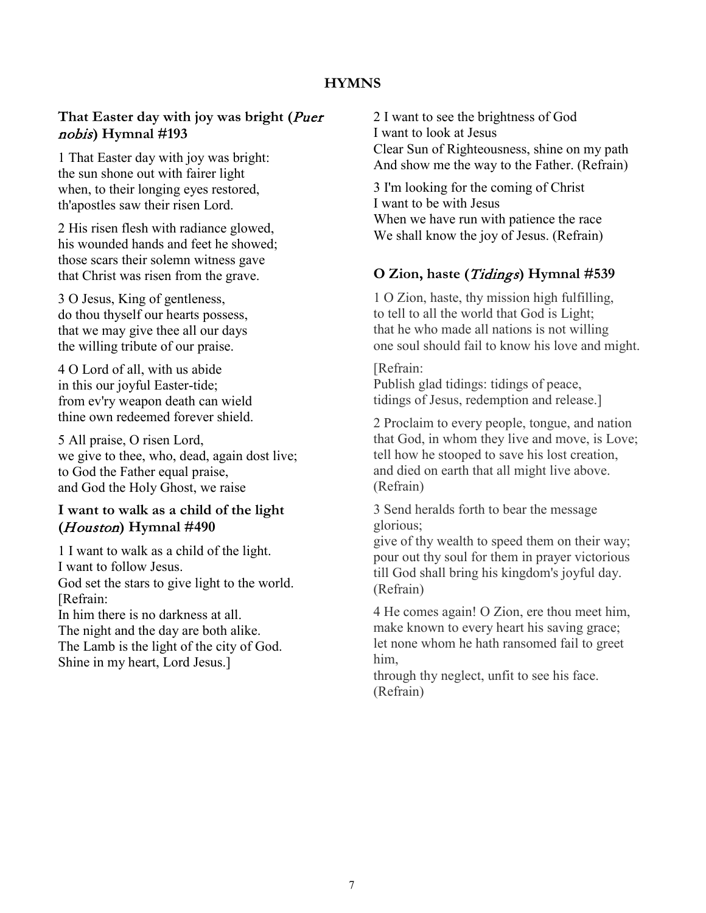# HYMNS

### That Easter day with joy was bright (*Puer nobis*) Hymnal #193

1 That Easter day with joy was bright:
the sun shone out with fairer light
when, to their longing eyes restored,
th'apostles saw their risen Lord.

2 His risen flesh with radiance glowed,
his wounded hands and feet he showed;
those scars their solemn witness gave
that Christ was risen from the grave.

3 O Jesus, King of gentleness,
do thou thyself our hearts possess,
that we may give thee all our days
the willing tribute of our praise.

4 O Lord of all, with us abide
in this our joyful Easter-tide;
from ev'ry weapon death can wield
thine own redeemed forever shield.

5 All praise, O risen Lord,
we give to thee, who, dead, again dost live;
to God the Father equal praise,
and God the Holy Ghost, we raise

### I want to walk as a child of the light (*Houston*) Hymnal #490

1 I want to walk as a child of the light.
I want to follow Jesus.
God set the stars to give light to the world.
[Refrain:
In him there is no darkness at all.
The night and the day are both alike.
The Lamb is the light of the city of God.
Shine in my heart, Lord Jesus.]

2 I want to see the brightness of God
I want to look at Jesus
Clear Sun of Righteousness, shine on my path
And show me the way to the Father. (Refrain)

3 I'm looking for the coming of Christ
I want to be with Jesus
When we have run with patience the race
We shall know the joy of Jesus. (Refrain)

### O Zion, haste (*Tidings*) Hymnal #539

1 O Zion, haste, thy mission high fulfilling,
to tell to all the world that God is Light;
that he who made all nations is not willing
one soul should fail to know his love and might.

[Refrain:
Publish glad tidings: tidings of peace,
tidings of Jesus, redemption and release.]

2 Proclaim to every people, tongue, and nation
that God, in whom they live and move, is Love;
tell how he stooped to save his lost creation,
and died on earth that all might live above.
(Refrain)

3 Send heralds forth to bear the message glorious;
give of thy wealth to speed them on their way;
pour out thy soul for them in prayer victorious
till God shall bring his kingdom's joyful day.
(Refrain)

4 He comes again! O Zion, ere thou meet him,
make known to every heart his saving grace;
let none whom he hath ransomed fail to greet him,
through thy neglect, unfit to see his face.
(Refrain)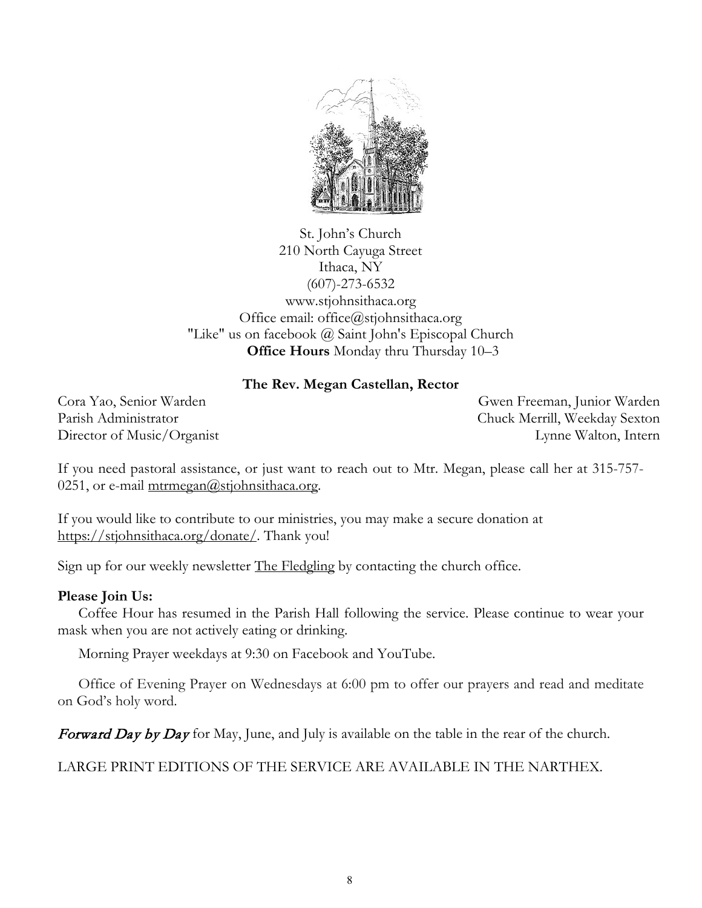St. John's Church
210 North Cayuga Street
Ithaca, NY
(607)-273-6532
www.stjohnsithaca.org
Office email: office@stjohnsithaca.org
"Like" us on facebook @ Saint John's Episcopal Church
**Office Hours** Monday thru Thursday 10–3

**The Rev. Megan Castellan, Rector**

Cora Yao, Senior Warden
Gwen Freeman, Junior Warden
Parish Administrator
Chuck Merrill, Weekday Sexton
Director of Music/Organist
Lynne Walton, Intern

If you need pastoral assistance, or just want to reach out to Mtr. Megan, please call her at 315-757-0251, or e-mail mtrmegan@stjohnsithaca.org.

If you would like to contribute to our ministries, you may make a secure donation at https://stjohnsithaca.org/donate/. Thank you!

Sign up for our weekly newsletter The Fledgling by contacting the church office.

**Please Join Us:**

Coffee Hour has resumed in the Parish Hall following the service. Please continue to wear your mask when you are not actively eating or drinking.

Morning Prayer weekdays at 9:30 on Facebook and YouTube.

Office of Evening Prayer on Wednesdays at 6:00 pm to offer our prayers and read and meditate on God's holy word.

***Forward Day by Day*** for May, June, and July is available on the table in the rear of the church.

LARGE PRINT EDITIONS OF THE SERVICE ARE AVAILABLE IN THE NARTHEX.